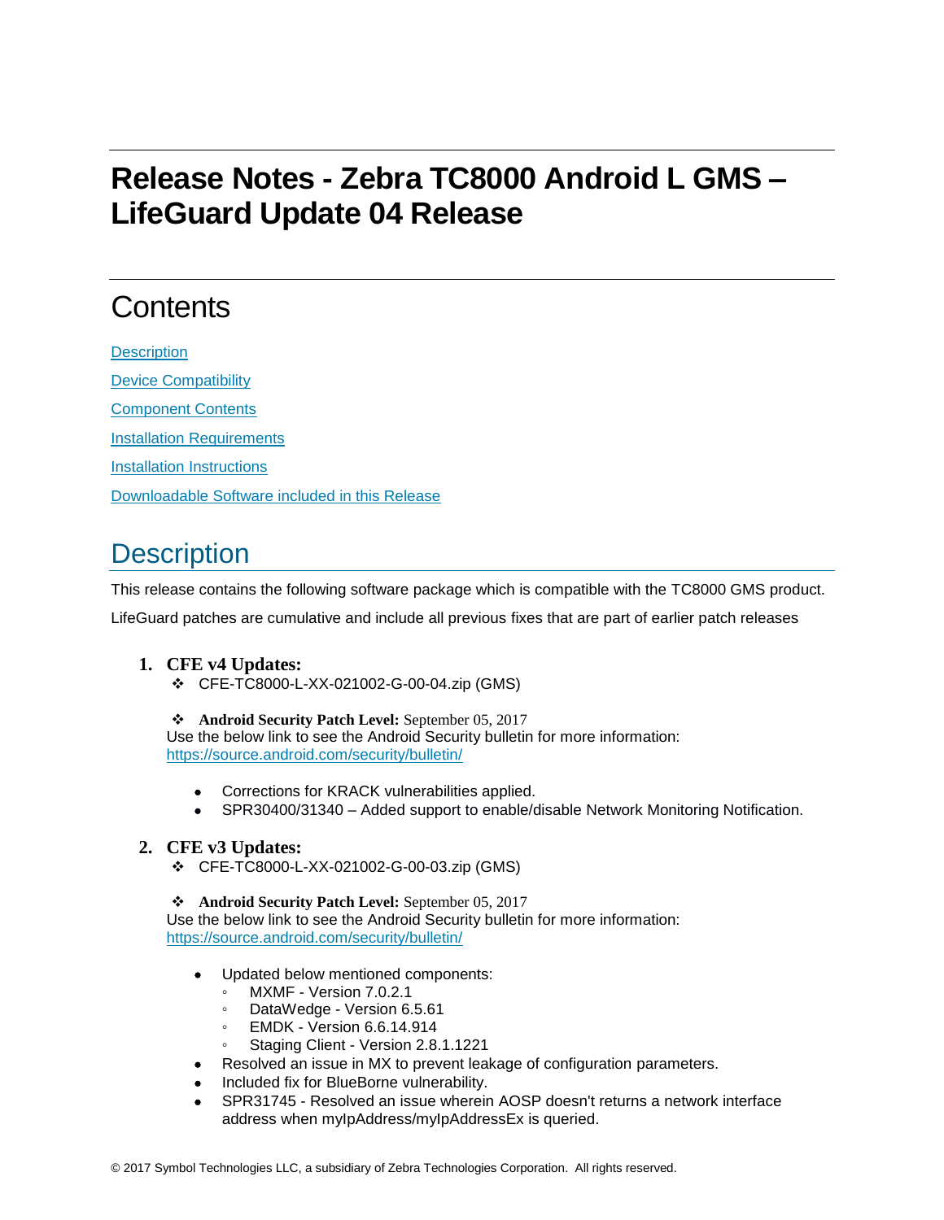# Release Notes - Zebra TC8000 Android L GMS – LifeGuard Update 04 Release

## Contents

[Description](#description)

[Device Compatibility](#device-compatibility)

[Component Contents](#component-contents)

[Installation Requirements](#installation-requirements)

[Installation Instructions](#installation-instructions)

[Downloadable Software included in this Release](#downloadable-software-included-in-this-release)

## Description

This release contains the following software package which is compatible with the TC8000 GMS product.

LifeGuard patches are cumulative and include all previous fixes that are part of earlier patch releases

1. **CFE v4 Updates:**
   - CFE-TC8000-L-XX-021002-G-00-04.zip (GMS)

   - **Android Security Patch Level:** September 05, 2017

   Use the below link to see the Android Security bulletin for more information: https://source.android.com/security/bulletin/

   - Corrections for KRACK vulnerabilities applied.
   - SPR30400/31340 – Added support to enable/disable Network Monitoring Notification.

2. **CFE v3 Updates:**
   - CFE-TC8000-L-XX-021002-G-00-03.zip (GMS)

   - **Android Security Patch Level:** September 05, 2017

   Use the below link to see the Android Security bulletin for more information: https://source.android.com/security/bulletin/

   - Updated below mentioned components:
     - MXMF - Version 7.0.2.1
     - DataWedge - Version 6.5.61
     - EMDK - Version 6.6.14.914
     - Staging Client - Version 2.8.1.1221
   - Resolved an issue in MX to prevent leakage of configuration parameters.
   - Included fix for BlueBorne vulnerability.
   - SPR31745 - Resolved an issue wherein AOSP doesn't returns a network interface address when myIpAddress/myIpAddressEx is queried.

© 2017 Symbol Technologies LLC, a subsidiary of Zebra Technologies Corporation. All rights reserved.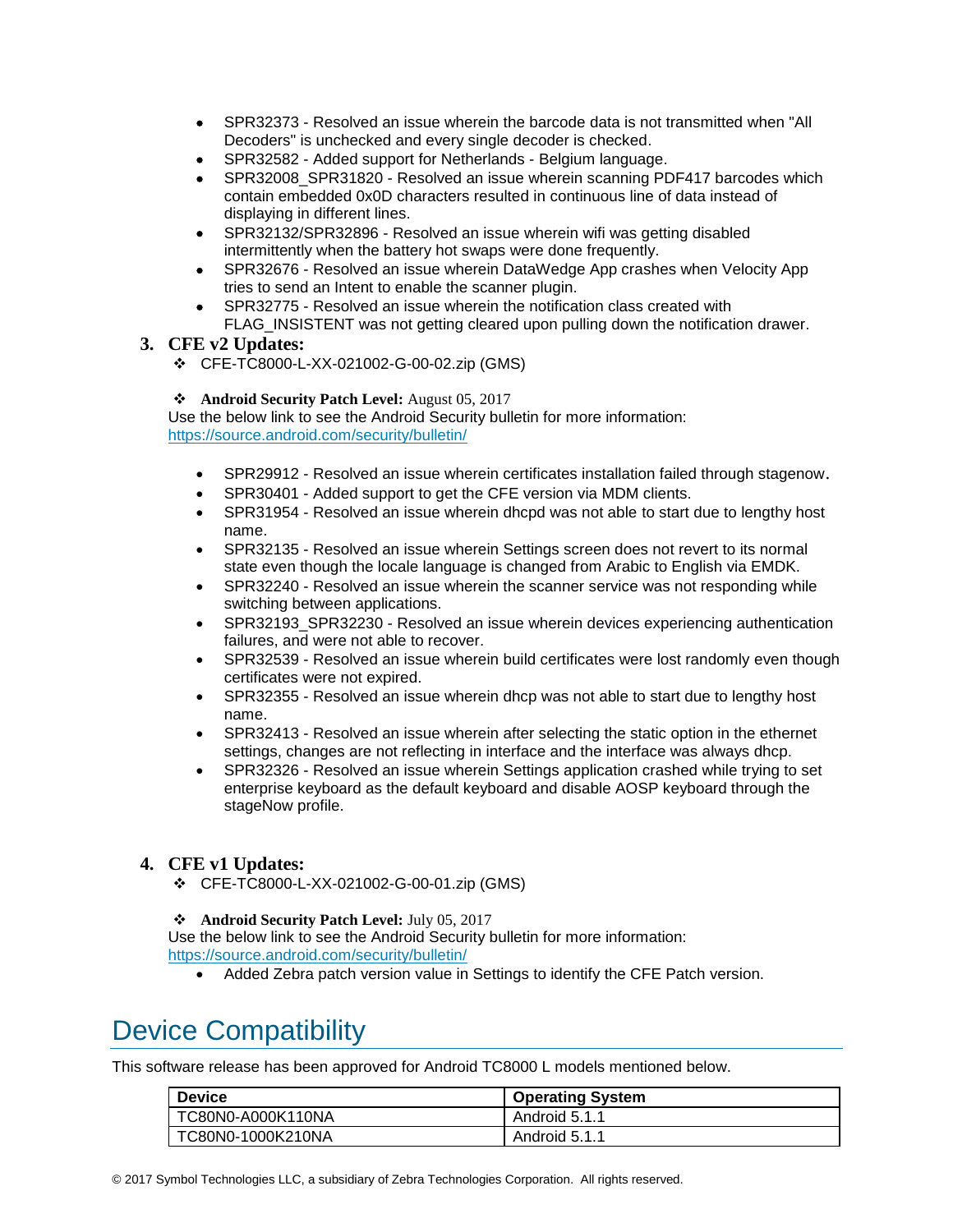- SPR32373 - Resolved an issue wherein the barcode data is not transmitted when "All Decoders" is unchecked and every single decoder is checked.
- SPR32582 - Added support for Netherlands - Belgium language.
- SPR32008_SPR31820 - Resolved an issue wherein scanning PDF417 barcodes which contain embedded 0x0D characters resulted in continuous line of data instead of displaying in different lines.
- SPR32132/SPR32896 - Resolved an issue wherein wifi was getting disabled intermittently when the battery hot swaps were done frequently.
- SPR32676 - Resolved an issue wherein DataWedge App crashes when Velocity App tries to send an Intent to enable the scanner plugin.
- SPR32775 - Resolved an issue wherein the notification class created with FLAG_INSISTENT was not getting cleared upon pulling down the notification drawer.

### 3. CFE v2 Updates:

❖ CFE-TC8000-L-XX-021002-G-00-02.zip (GMS)

❖ **Android Security Patch Level:** August 05, 2017

Use the below link to see the Android Security bulletin for more information:
https://source.android.com/security/bulletin/

- SPR29912 - Resolved an issue wherein certificates installation failed through stagenow.
- SPR30401 - Added support to get the CFE version via MDM clients.
- SPR31954 - Resolved an issue wherein dhcpd was not able to start due to lengthy host name.
- SPR32135 - Resolved an issue wherein Settings screen does not revert to its normal state even though the locale language is changed from Arabic to English via EMDK.
- SPR32240 - Resolved an issue wherein the scanner service was not responding while switching between applications.
- SPR32193_SPR32230 - Resolved an issue wherein devices experiencing authentication failures, and were not able to recover.
- SPR32539 - Resolved an issue wherein build certificates were lost randomly even though certificates were not expired.
- SPR32355 - Resolved an issue wherein dhcp was not able to start due to lengthy host name.
- SPR32413 - Resolved an issue wherein after selecting the static option in the ethernet settings, changes are not reflecting in interface and the interface was always dhcp.
- SPR32326 - Resolved an issue wherein Settings application crashed while trying to set enterprise keyboard as the default keyboard and disable AOSP keyboard through the stageNow profile.

### 4. CFE v1 Updates:

❖ CFE-TC8000-L-XX-021002-G-00-01.zip (GMS)

❖ **Android Security Patch Level:** July 05, 2017

Use the below link to see the Android Security bulletin for more information:
https://source.android.com/security/bulletin/

- Added Zebra patch version value in Settings to identify the CFE Patch version.

# Device Compatibility

This software release has been approved for Android TC8000 L models mentioned below.

| Device | Operating System |
| --- | --- |
| TC80N0-A000K110NA | Android 5.1.1 |
| TC80N0-1000K210NA | Android 5.1.1 |

© 2017 Symbol Technologies LLC, a subsidiary of Zebra Technologies Corporation. All rights reserved.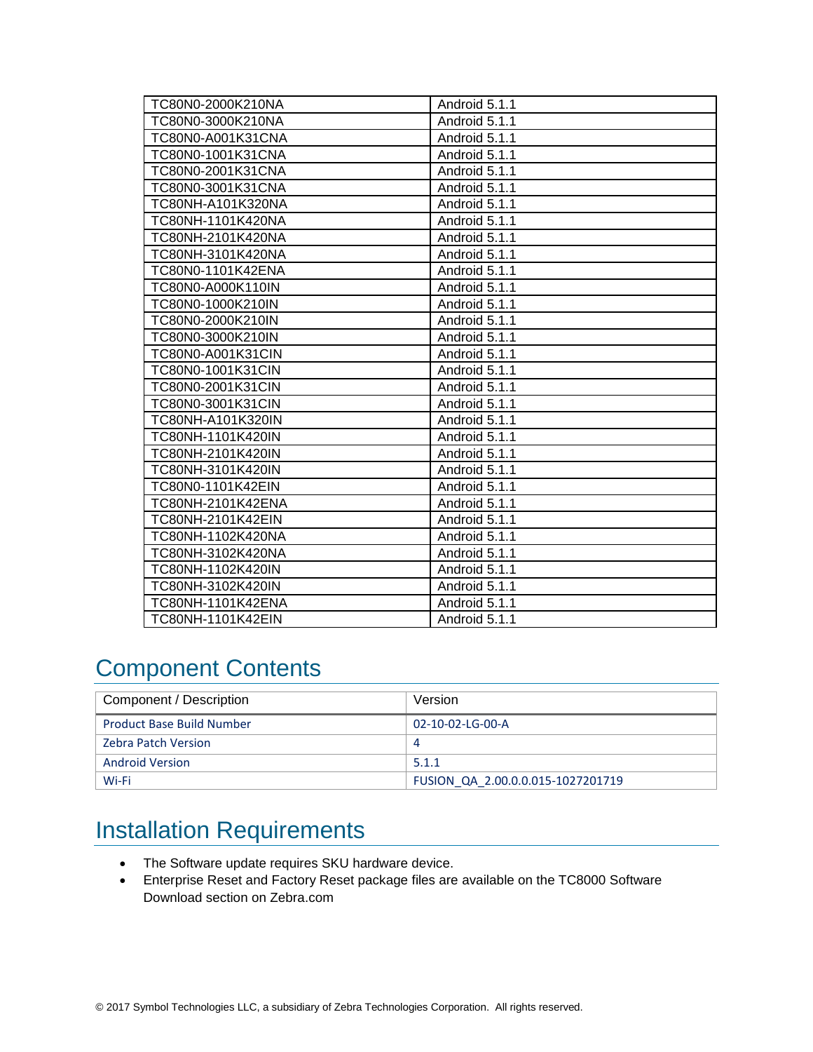| TC80N0-2000K210NA | Android 5.1.1 |
|---|---|
| TC80N0-3000K210NA | Android 5.1.1 |
| TC80N0-A001K31CNA | Android 5.1.1 |
| TC80N0-1001K31CNA | Android 5.1.1 |
| TC80N0-2001K31CNA | Android 5.1.1 |
| TC80N0-3001K31CNA | Android 5.1.1 |
| TC80NH-A101K320NA | Android 5.1.1 |
| TC80NH-1101K420NA | Android 5.1.1 |
| TC80NH-2101K420NA | Android 5.1.1 |
| TC80NH-3101K420NA | Android 5.1.1 |
| TC80N0-1101K42ENA | Android 5.1.1 |
| TC80N0-A000K110IN | Android 5.1.1 |
| TC80N0-1000K210IN | Android 5.1.1 |
| TC80N0-2000K210IN | Android 5.1.1 |
| TC80N0-3000K210IN | Android 5.1.1 |
| TC80N0-A001K31CIN | Android 5.1.1 |
| TC80N0-1001K31CIN | Android 5.1.1 |
| TC80N0-2001K31CIN | Android 5.1.1 |
| TC80N0-3001K31CIN | Android 5.1.1 |
| TC80NH-A101K320IN | Android 5.1.1 |
| TC80NH-1101K420IN | Android 5.1.1 |
| TC80NH-2101K420IN | Android 5.1.1 |
| TC80NH-3101K420IN | Android 5.1.1 |
| TC80N0-1101K42EIN | Android 5.1.1 |
| TC80NH-2101K42ENA | Android 5.1.1 |
| TC80NH-2101K42EIN | Android 5.1.1 |
| TC80NH-1102K420NA | Android 5.1.1 |
| TC80NH-3102K420NA | Android 5.1.1 |
| TC80NH-1102K420IN | Android 5.1.1 |
| TC80NH-3102K420IN | Android 5.1.1 |
| TC80NH-1101K42ENA | Android 5.1.1 |
| TC80NH-1101K42EIN | Android 5.1.1 |

# Component Contents

| Component / Description | Version |
|---|---|
| Product Base Build Number | 02-10-02-LG-00-A |
| Zebra Patch Version | 4 |
| Android Version | 5.1.1 |
| Wi-Fi | FUSION_QA_2.00.0.0.015-1027201719 |

# Installation Requirements

- The Software update requires SKU hardware device.
- Enterprise Reset and Factory Reset package files are available on the TC8000 Software Download section on Zebra.com

© 2017 Symbol Technologies LLC, a subsidiary of Zebra Technologies Corporation. All rights reserved.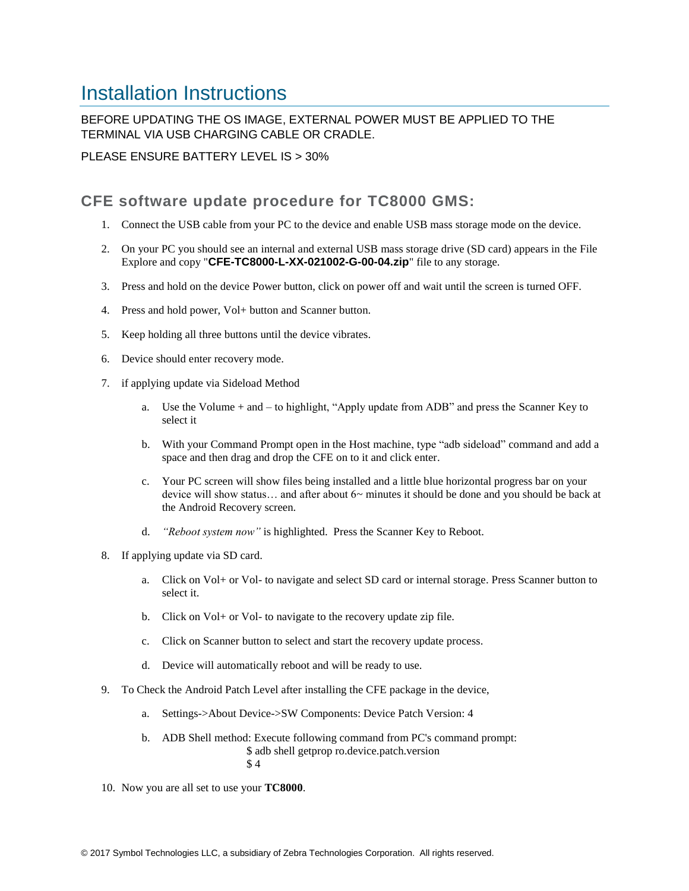# Installation Instructions

BEFORE UPDATING THE OS IMAGE, EXTERNAL POWER MUST BE APPLIED TO THE TERMINAL VIA USB CHARGING CABLE OR CRADLE.

PLEASE ENSURE BATTERY LEVEL IS > 30%

## CFE software update procedure for TC8000 GMS:

1. Connect the USB cable from your PC to the device and enable USB mass storage mode on the device.
2. On your PC you should see an internal and external USB mass storage drive (SD card) appears in the File Explore and copy "**CFE-TC8000-L-XX-021002-G-00-04.zip**" file to any storage.
3. Press and hold on the device Power button, click on power off and wait until the screen is turned OFF.
4. Press and hold power, Vol+ button and Scanner button.
5. Keep holding all three buttons until the device vibrates.
6. Device should enter recovery mode.
7. if applying update via Sideload Method
   a. Use the Volume + and – to highlight, “Apply update from ADB” and press the Scanner Key to select it
   b. With your Command Prompt open in the Host machine, type “adb sideload” command and add a space and then drag and drop the CFE on to it and click enter.
   c. Your PC screen will show files being installed and a little blue horizontal progress bar on your device will show status… and after about 6~ minutes it should be done and you should be back at the Android Recovery screen.
   d. *“Reboot system now”* is highlighted. Press the Scanner Key to Reboot.
8. If applying update via SD card.
   a. Click on Vol+ or Vol- to navigate and select SD card or internal storage. Press Scanner button to select it.
   b. Click on Vol+ or Vol- to navigate to the recovery update zip file.
   c. Click on Scanner button to select and start the recovery update process.
   d. Device will automatically reboot and will be ready to use.
9. To Check the Android Patch Level after installing the CFE package in the device,
   a. Settings->About Device->SW Components: Device Patch Version: 4
   b. ADB Shell method: Execute following command from PC's command prompt:
      $ adb shell getprop ro.device.patch.version
      $ 4
10. Now you are all set to use your **TC8000**.

© 2017 Symbol Technologies LLC, a subsidiary of Zebra Technologies Corporation. All rights reserved.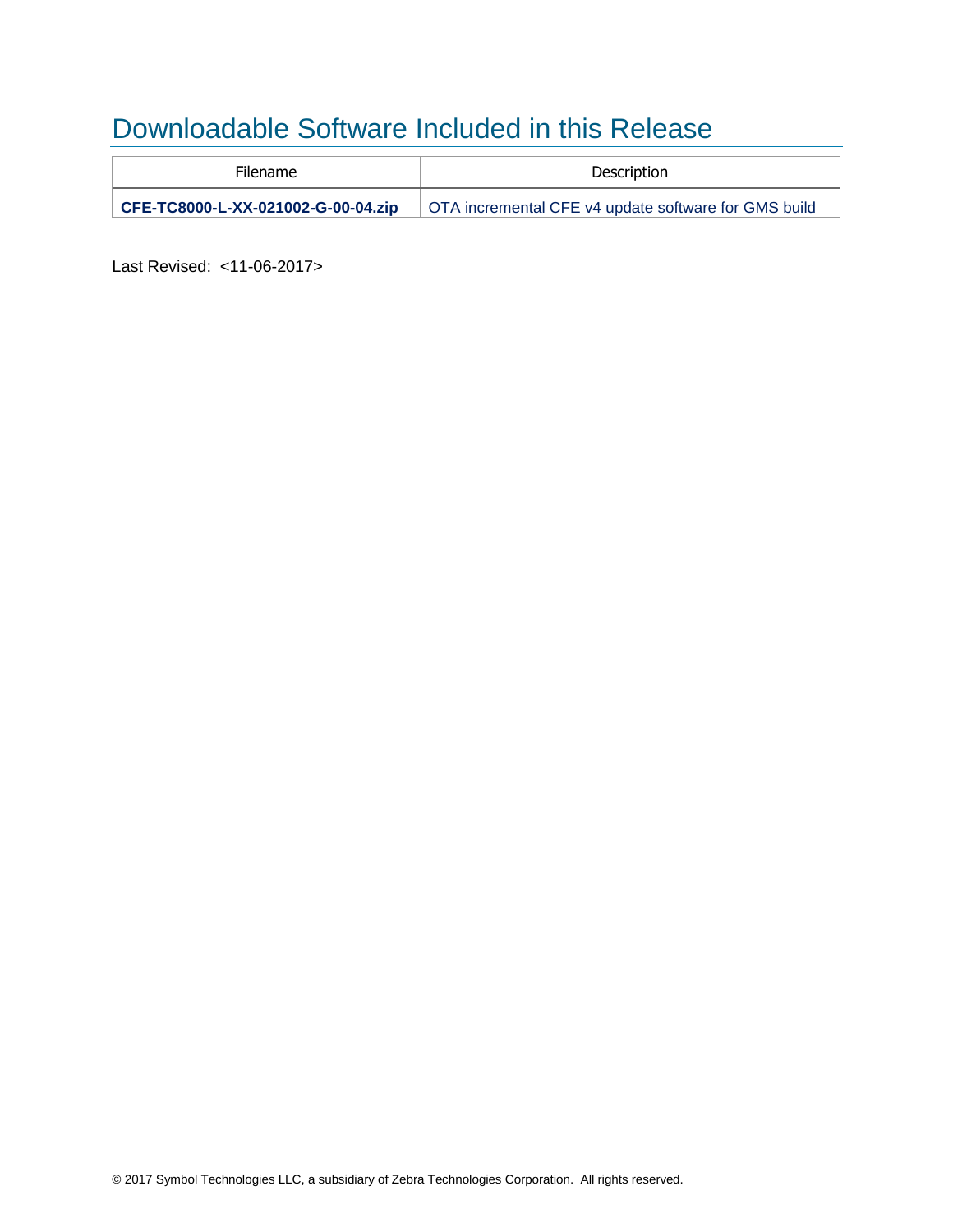# Downloadable Software Included in this Release

| Filename | Description |
| --- | --- |
| **CFE-TC8000-L-XX-021002-G-00-04.zip** | OTA incremental CFE v4 update software for GMS build |

Last Revised: <11-06-2017>

© 2017 Symbol Technologies LLC, a subsidiary of Zebra Technologies Corporation. All rights reserved.